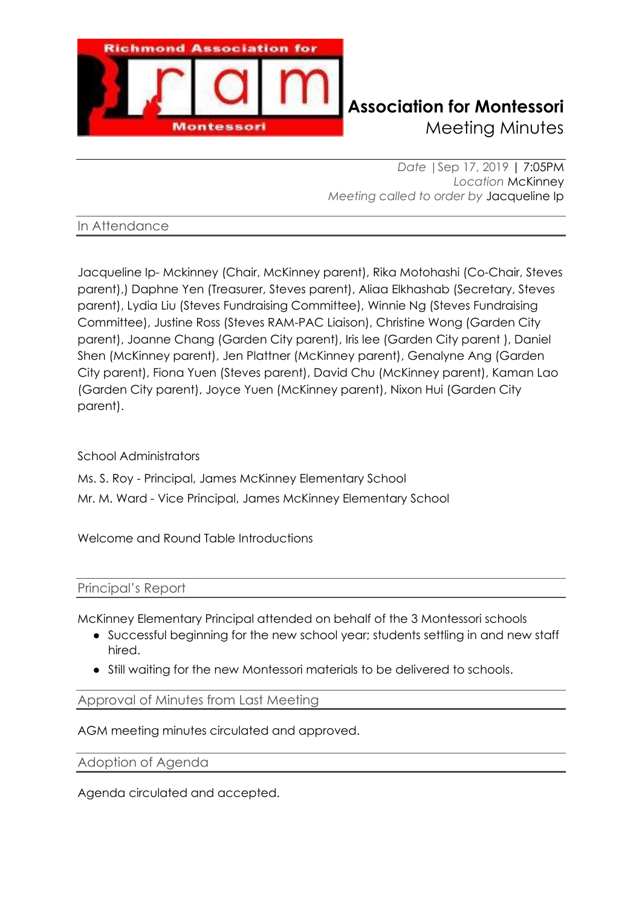# Association for Montessori

## Meeting Minutes

*Date* | Sep 17, 2019 | 7:05PM
*Location* McKinney
*Meeting called to order by* Jacqueline Ip

## In Attendance

Jacqueline Ip- Mckinney (Chair, McKinney parent), Rika Motohashi (Co-Chair, Steves parent),) Daphne Yen (Treasurer, Steves parent), Aliaa Elkhashab (Secretary, Steves parent), Lydia Liu (Steves Fundraising Committee), Winnie Ng (Steves Fundraising Committee), Justine Ross (Steves RAM-PAC Liaison), Christine Wong (Garden City parent), Joanne Chang (Garden City parent), Iris lee (Garden City parent ), Daniel Shen (McKinney parent), Jen Plattner (McKinney parent), Genalyne Ang (Garden City parent), Fiona Yuen (Steves parent), David Chu (McKinney parent), Kaman Lao (Garden City parent), Joyce Yuen (McKinney parent), Nixon Hui (Garden City parent).

School Administrators

Ms. S. Roy - Principal, James McKinney Elementary School

Mr. M. Ward - Vice Principal, James McKinney Elementary School

Welcome and Round Table Introductions

## Principal's Report

McKinney Elementary Principal attended on behalf of the 3 Montessori schools

- Successful beginning for the new school year; students settling in and new staff hired.
- Still waiting for the new Montessori materials to be delivered to schools.

## Approval of Minutes from Last Meeting

AGM meeting minutes circulated and approved.

## Adoption of Agenda

Agenda circulated and accepted.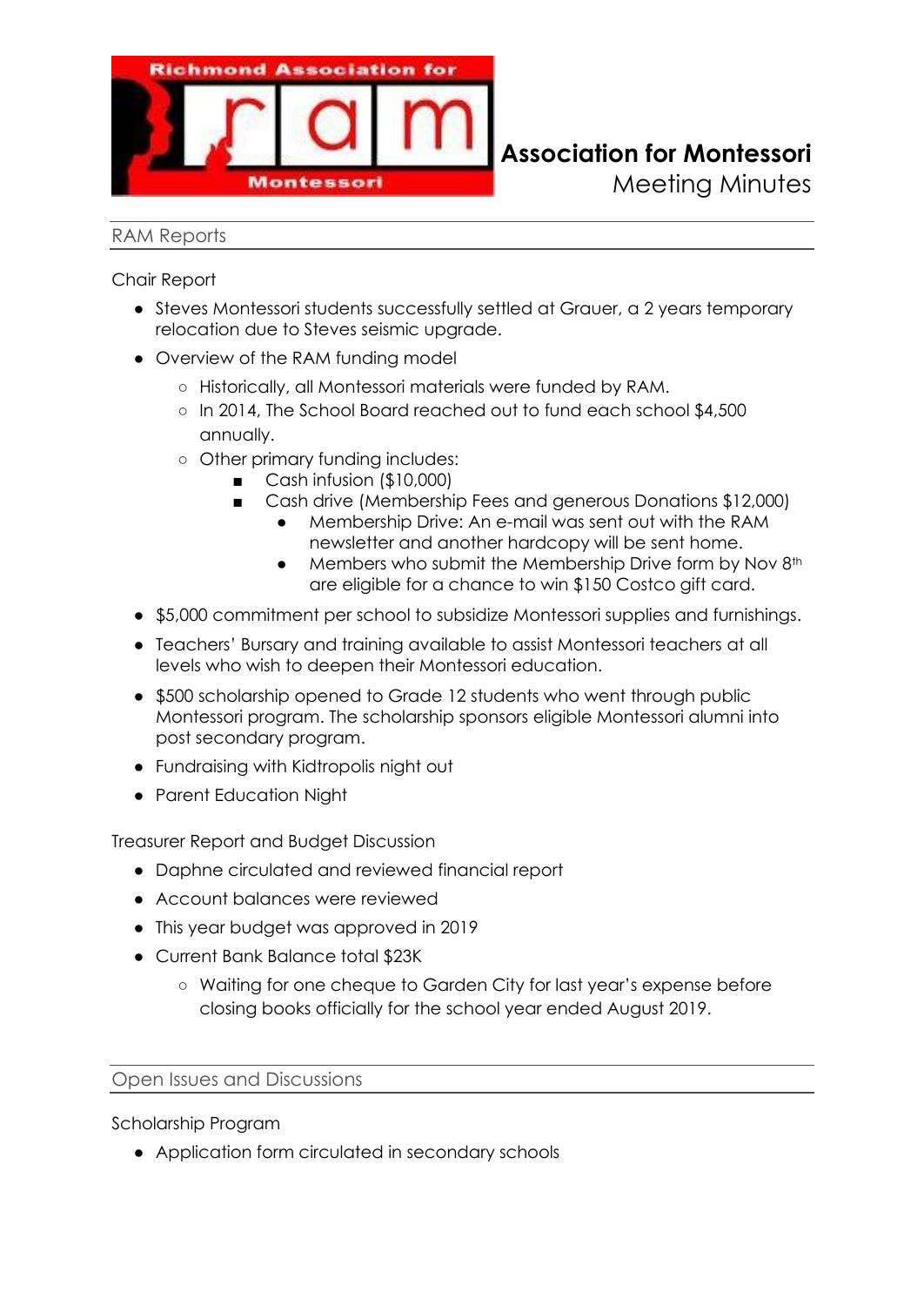Richmond Association for ram Montessori

# Association for Montessori
Meeting Minutes

## RAM Reports

### Chair Report

- Steves Montessori students successfully settled at Grauer, a 2 years temporary relocation due to Steves seismic upgrade.
- Overview of the RAM funding model
  - Historically, all Montessori materials were funded by RAM.
  - In 2014, The School Board reached out to fund each school $4,500 annually.
  - Other primary funding includes:
    - Cash infusion ($10,000)
    - Cash drive (Membership Fees and generous Donations $12,000)
      - Membership Drive: An e-mail was sent out with the RAM newsletter and another hardcopy will be sent home.
      - Members who submit the Membership Drive form by Nov 8th are eligible for a chance to win $150 Costco gift card.
- $5,000 commitment per school to subsidize Montessori supplies and furnishings.
- Teachers' Bursary and training available to assist Montessori teachers at all levels who wish to deepen their Montessori education.
- $500 scholarship opened to Grade 12 students who went through public Montessori program. The scholarship sponsors eligible Montessori alumni into post secondary program.
- Fundraising with Kidtropolis night out
- Parent Education Night

### Treasurer Report and Budget Discussion

- Daphne circulated and reviewed financial report
- Account balances were reviewed
- This year budget was approved in 2019
- Current Bank Balance total $23K
  - Waiting for one cheque to Garden City for last year's expense before closing books officially for the school year ended August 2019.

## Open Issues and Discussions

### Scholarship Program

- Application form circulated in secondary schools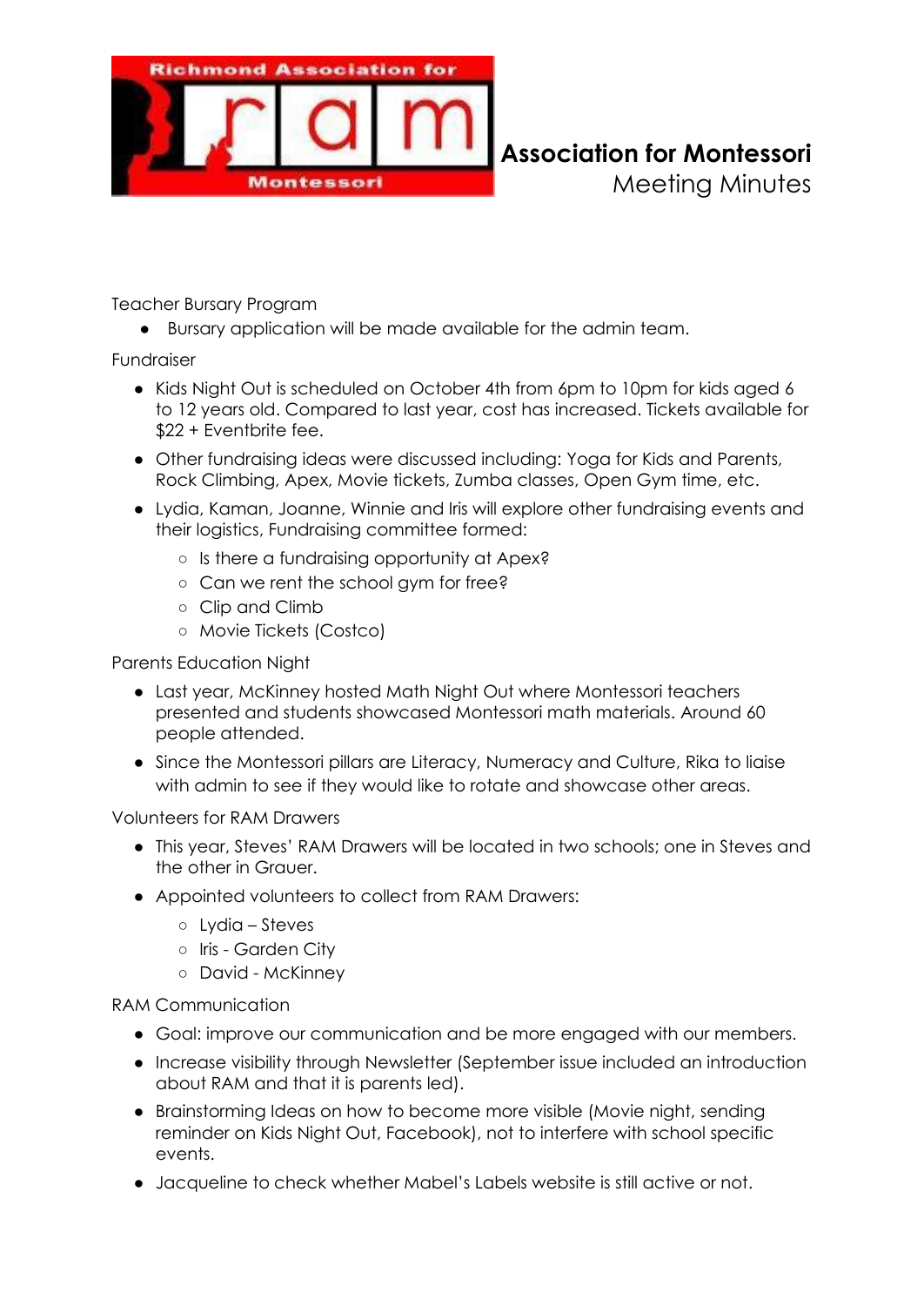**Association for Montessori**
Meeting Minutes

Teacher Bursary Program

- Bursary application will be made available for the admin team.

Fundraiser

- Kids Night Out is scheduled on October 4th from 6pm to 10pm for kids aged 6 to 12 years old. Compared to last year, cost has increased. Tickets available for $22 + Eventbrite fee.
- Other fundraising ideas were discussed including: Yoga for Kids and Parents, Rock Climbing, Apex, Movie tickets, Zumba classes, Open Gym time, etc.
- Lydia, Kaman, Joanne, Winnie and Iris will explore other fundraising events and their logistics, Fundraising committee formed:
  - Is there a fundraising opportunity at Apex?
  - Can we rent the school gym for free?
  - Clip and Climb
  - Movie Tickets (Costco)

Parents Education Night

- Last year, McKinney hosted Math Night Out where Montessori teachers presented and students showcased Montessori math materials. Around 60 people attended.
- Since the Montessori pillars are Literacy, Numeracy and Culture, Rika to liaise with admin to see if they would like to rotate and showcase other areas.

Volunteers for RAM Drawers

- This year, Steves' RAM Drawers will be located in two schools; one in Steves and the other in Grauer.
- Appointed volunteers to collect from RAM Drawers:
  - Lydia – Steves
  - Iris - Garden City
  - David - McKinney

RAM Communication

- Goal: improve our communication and be more engaged with our members.
- Increase visibility through Newsletter (September issue included an introduction about RAM and that it is parents led).
- Brainstorming Ideas on how to become more visible (Movie night, sending reminder on Kids Night Out, Facebook), not to interfere with school specific events.
- Jacqueline to check whether Mabel's Labels website is still active or not.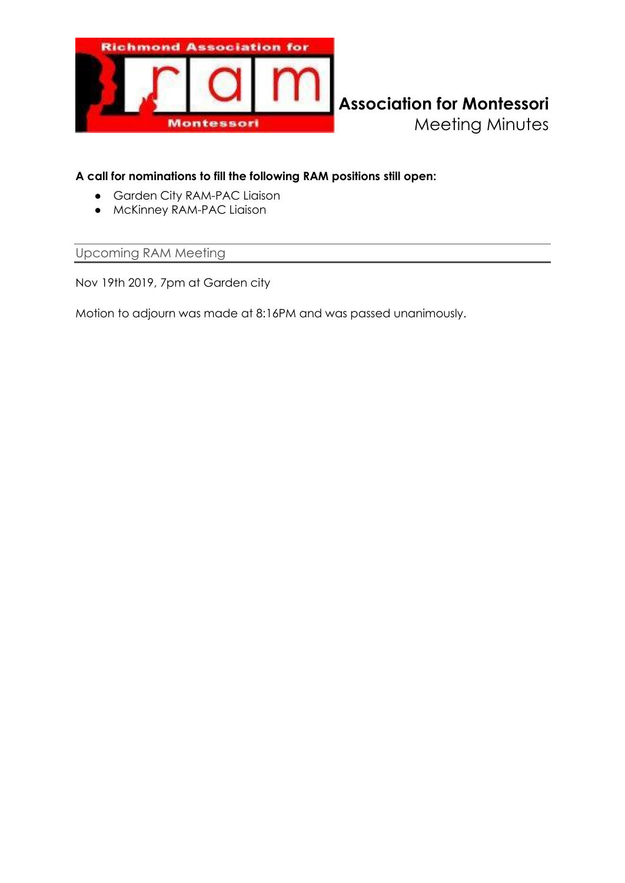**Association for Montessori**
Meeting Minutes

**A call for nominations to fill the following RAM positions still open:**

- Garden City RAM-PAC Liaison
- McKinney RAM-PAC Liaison

## Upcoming RAM Meeting

Nov 19th 2019, 7pm at Garden city

Motion to adjourn was made at 8:16PM and was passed unanimously.